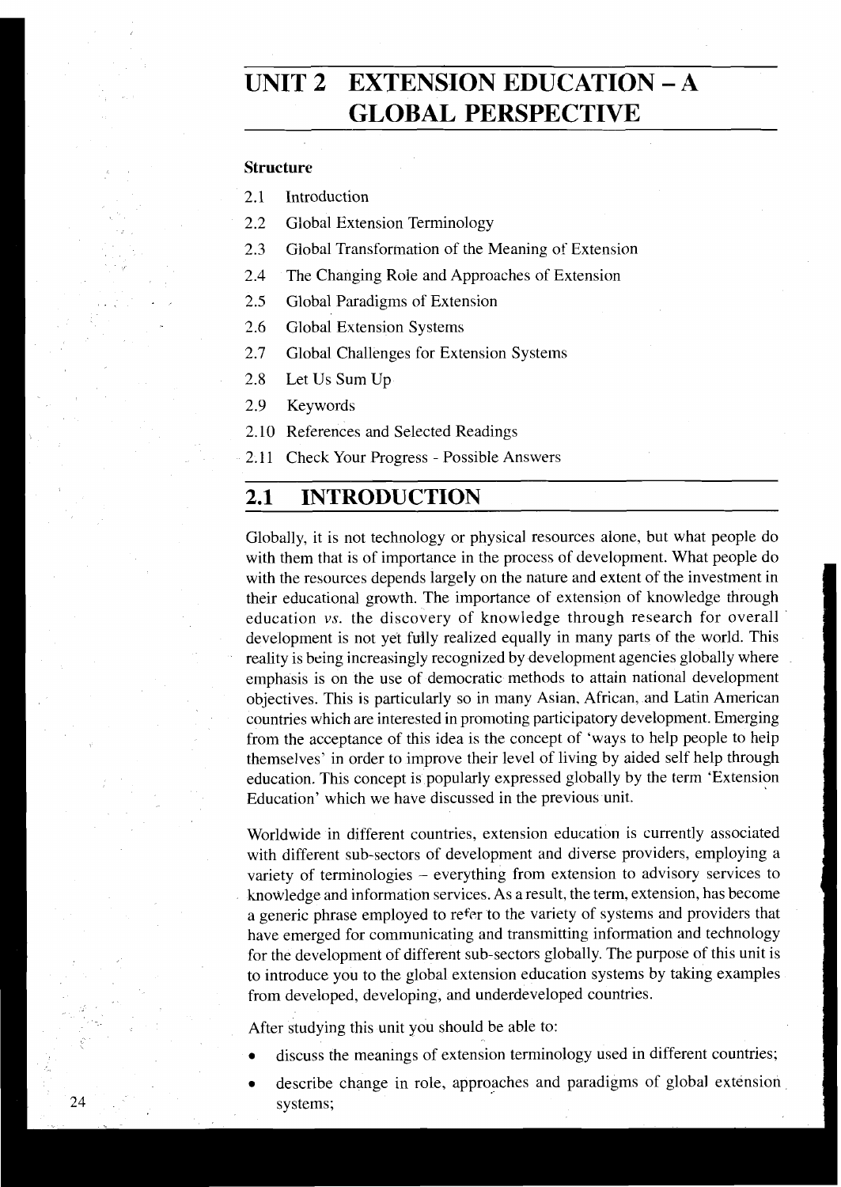# UNIT 2 EXTENSION EDUCATION – A GLOBAL PERSPECTIVE

**Structure**

2.1 Introduction

2.2 Global Extension Terminology

2.3 Global Transformation of the Meaning of Extension

2.4 The Changing Role and Approaches of Extension

2.5 Global Paradigms of Extension

2.6 Global Extension Systems

2.7 Global Challenges for Extension Systems

2.8 Let Us Sum Up

2.9 Keywords

2.10 References and Selected Readings

2.11 Check Your Progress - Possible Answers

## 2.1 INTRODUCTION

Globally, it is not technology or physical resources alone, but what people do with them that is of importance in the process of development. What people do with the resources depends largely on the nature and extent of the investment in their educational growth. The importance of extension of knowledge through education *vs.* the discovery of knowledge through research for overall development is not yet fully realized equally in many parts of the world. This reality is being increasingly recognized by development agencies globally where emphasis is on the use of democratic methods to attain national development objectives. This is particularly so in many Asian, African, and Latin American countries which are interested in promoting participatory development. Emerging from the acceptance of this idea is the concept of 'ways to help people to help themselves' in order to improve their level of living by aided self help through education. This concept is popularly expressed globally by the term 'Extension Education' which we have discussed in the previous unit.

Worldwide in different countries, extension education is currently associated with different sub-sectors of development and diverse providers, employing a variety of terminologies – everything from extension to advisory services to knowledge and information services. As a result, the term, extension, has become a generic phrase employed to refer to the variety of systems and providers that have emerged for communicating and transmitting information and technology for the development of different sub-sectors globally. The purpose of this unit is to introduce you to the global extension education systems by taking examples from developed, developing, and underdeveloped countries.

After studying this unit you should be able to:

- discuss the meanings of extension terminology used in different countries;
- describe change in role, approaches and paradigms of global extension systems;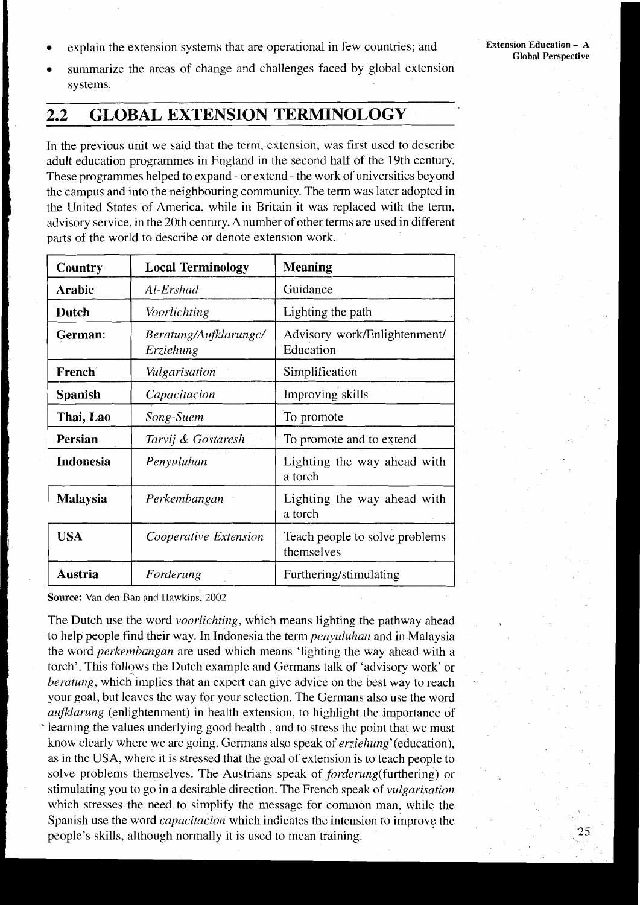- explain the extension systems that are operational in few countries; and
- summarize the areas of change and challenges faced by global extension systems.

## 2.2 GLOBAL EXTENSION TERMINOLOGY

In the previous unit we said that the term, extension, was first used to describe adult education programmes in England in the second half of the 19th century. These programmes helped to expand - or extend - the work of universities beyond the campus and into the neighbouring community. The term was later adopted in the United States of America, while in Britain it was replaced with the term, advisory service, in the 20th century. A number of other terms are used in different parts of the world to describe or denote extension work.

| Country | Local Terminology | Meaning |
|---|---|---|
| **Arabic** | *Al-Ershad* | Guidance |
| **Dutch** | *Voorlichting* | Lighting the path |
| **German:** | *Beratung/Aufklarungc/ Erziehung* | Advisory work/Enlightenment/ Education |
| **French** | *Vulgarisation* | Simplification |
| **Spanish** | *Capacitacion* | Improving skills |
| **Thai, Lao** | *Song-Suem* | To promote |
| **Persian** | *Tarvij & Gostaresh* | To promote and to extend |
| **Indonesia** | *Penyuluhan* | Lighting the way ahead with a torch |
| **Malaysia** | *Perkembangan* | Lighting the way ahead with a torch |
| **USA** | *Cooperative Extension* | Teach people to solve problems themselves |
| **Austria** | *Forderung* | Furthering/stimulating |

**Source:** Van den Ban and Hawkins, 2002

The Dutch use the word *voorlichting*, which means lighting the pathway ahead to help people find their way. In Indonesia the term *penyuluhan* and in Malaysia the word *perkembangan* are used which means 'lighting the way ahead with a torch'. This follows the Dutch example and Germans talk of 'advisory work' or *beratung*, which implies that an expert can give advice on the best way to reach your goal, but leaves the way for your selection. The Germans also use the word *aufklarung* (enlightenment) in health extension, to highlight the importance of learning the values underlying good health , and to stress the point that we must know clearly where we are going. Germans also speak of *erziehung*'(education), as in the USA, where it is stressed that the goal of extension is to teach people to solve problems themselves. The Austrians speak of *forderung*(furthering) or stimulating you to go in a desirable direction. The French speak of *vulgarisation* which stresses the need to simplify the message for common man, while the Spanish use the word *capacitacion* which indicates the intension to improve the people's skills, although normally it is used to mean training.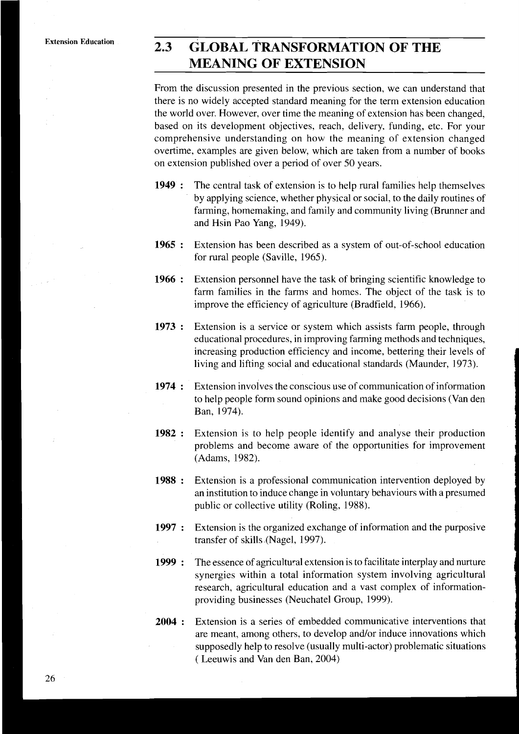## 2.3 GLOBAL TRANSFORMATION OF THE MEANING OF EXTENSION

From the discussion presented in the previous section, we can understand that there is no widely accepted standard meaning for the term extension education the world over. However, over time the meaning of extension has been changed, based on its development objectives, reach, delivery, funding, etc. For your comprehensive understanding on how the meaning of extension changed overtime, examples are given below, which are taken from a number of books on extension published over a period of over 50 years.

**1949 :** The central task of extension is to help rural families help themselves by applying science, whether physical or social, to the daily routines of farming, homemaking, and family and community living (Brunner and and Hsin Pao Yang, 1949).

**1965 :** Extension has been described as a system of out-of-school education for rural people (Saville, 1965).

**1966 :** Extension personnel have the task of bringing scientific knowledge to farm families in the farms and homes. The object of the task is to improve the efficiency of agriculture (Bradfield, 1966).

**1973 :** Extension is a service or system which assists farm people, through educational procedures, in improving farming methods and techniques, increasing production efficiency and income, bettering their levels of living and lifting social and educational standards (Maunder, 1973).

**1974 :** Extension involves the conscious use of communication of information to help people form sound opinions and make good decisions (Van den Ban, 1974).

**1982 :** Extension is to help people identify and analyse their production problems and become aware of the opportunities for improvement (Adams, 1982).

**1988 :** Extension is a professional communication intervention deployed by an institution to induce change in voluntary behaviours with a presumed public or collective utility (Roling, 1988).

**1997 :** Extension is the organized exchange of information and the purposive transfer of skills (Nagel, 1997).

**1999 :** The essence of agricultural extension is to facilitate interplay and nurture synergies within a total information system involving agricultural research, agricultural education and a vast complex of information-providing businesses (Neuchatel Group, 1999).

**2004 :** Extension is a series of embedded communicative interventions that are meant, among others, to develop and/or induce innovations which supposedly help to resolve (usually multi-actor) problematic situations ( Leeuwis and Van den Ban, 2004)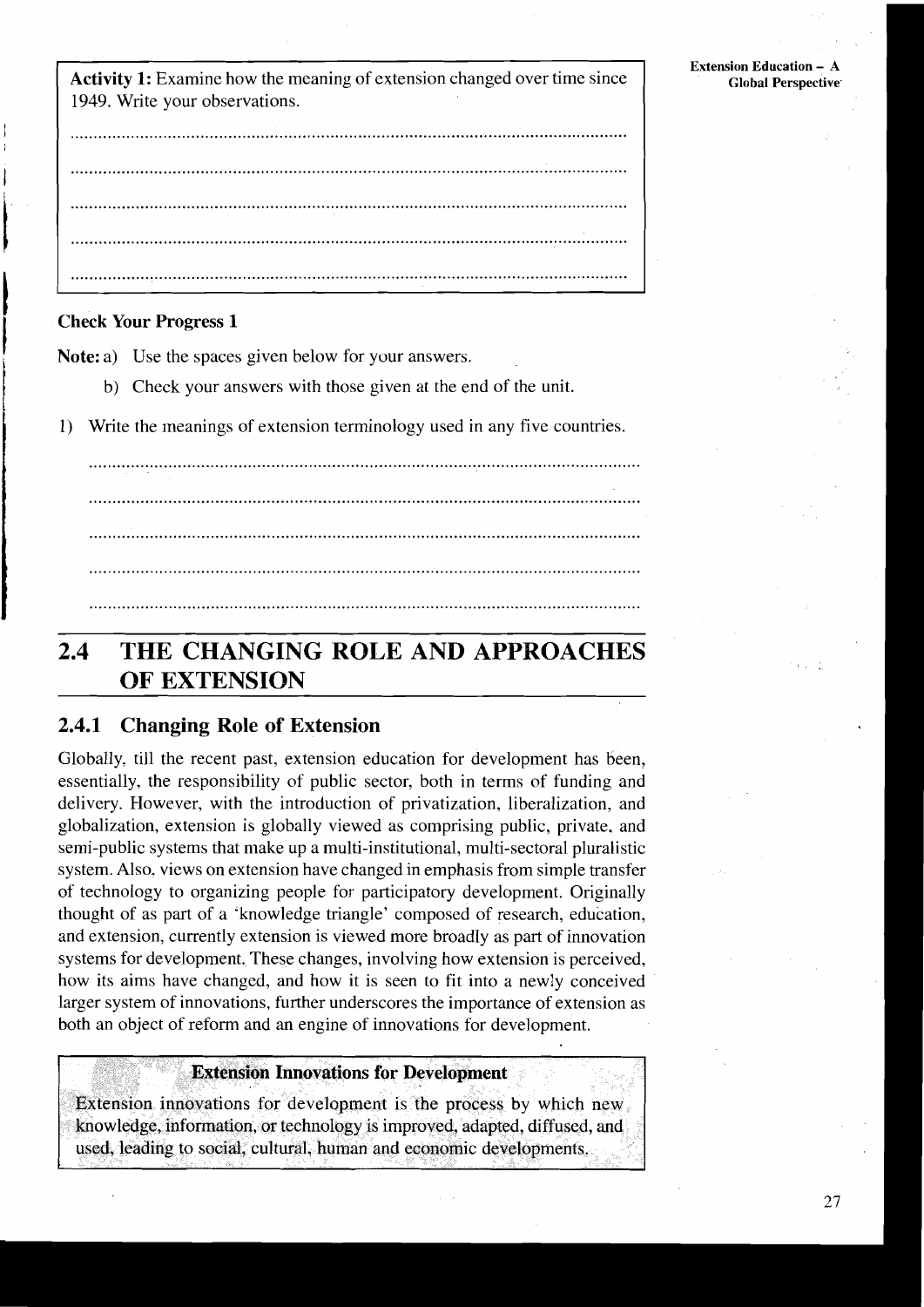**Activity 1:** Examine how the meaning of extension changed over time since 1949. Write your observations.

.......................................................................................................................

.......................................................................................................................

.......................................................................................................................

.......................................................................................................................

.......................................................................................................................

**Check Your Progress 1**

**Note:** a) Use the spaces given below for your answers.

b) Check your answers with those given at the end of the unit.

1) Write the meanings of extension terminology used in any five countries.

.......................................................................................................................

.......................................................................................................................

.......................................................................................................................

.......................................................................................................................

.......................................................................................................................

## 2.4 THE CHANGING ROLE AND APPROACHES OF EXTENSION

### 2.4.1 Changing Role of Extension

Globally, till the recent past, extension education for development has been, essentially, the responsibility of public sector, both in terms of funding and delivery. However, with the introduction of privatization, liberalization, and globalization, extension is globally viewed as comprising public, private, and semi-public systems that make up a multi-institutional, multi-sectoral pluralistic system. Also, views on extension have changed in emphasis from simple transfer of technology to organizing people for participatory development. Originally thought of as part of a 'knowledge triangle' composed of research, education, and extension, currently extension is viewed more broadly as part of innovation systems for development. These changes, involving how extension is perceived, how its aims have changed, and how it is seen to fit into a newly conceived larger system of innovations, further underscores the importance of extension as both an object of reform and an engine of innovations for development.

**Extension Innovations for Development**

Extension innovations for development is the process by which new knowledge, information, or technology is improved, adapted, diffused, and used, leading to social, cultural, human and economic developments.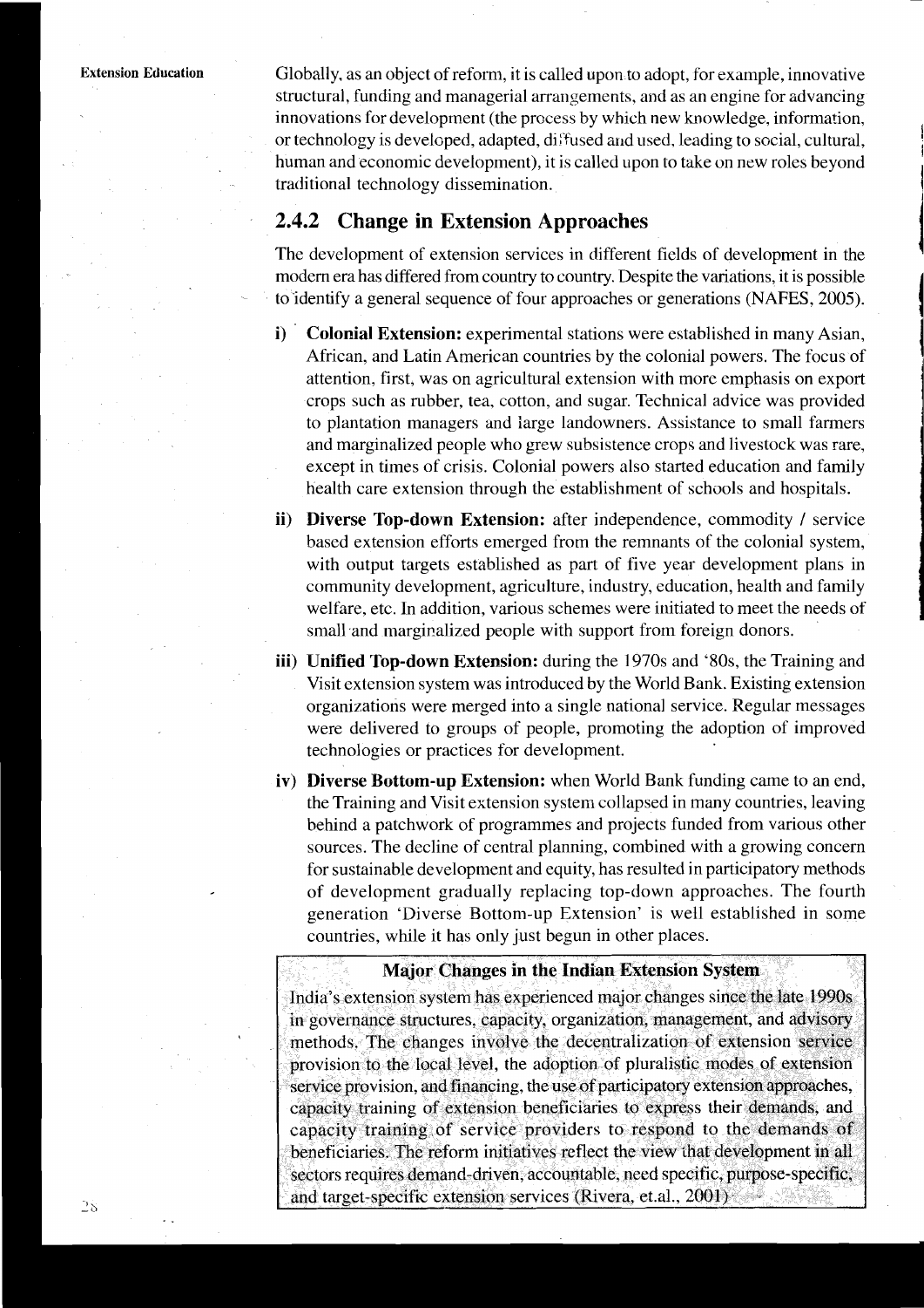Globally, as an object of reform, it is called upon to adopt, for example, innovative structural, funding and managerial arrangements, and as an engine for advancing innovations for development (the process by which new knowledge, information, or technology is developed, adapted, diffused and used, leading to social, cultural, human and economic development), it is called upon to take on new roles beyond traditional technology dissemination.

### 2.4.2 Change in Extension Approaches

The development of extension services in different fields of development in the modern era has differed from country to country. Despite the variations, it is possible to identify a general sequence of four approaches or generations (NAFES, 2005).

i) **Colonial Extension:** experimental stations were established in many Asian, African, and Latin American countries by the colonial powers. The focus of attention, first, was on agricultural extension with more emphasis on export crops such as rubber, tea, cotton, and sugar. Technical advice was provided to plantation managers and large landowners. Assistance to small farmers and marginalized people who grew subsistence crops and livestock was rare, except in times of crisis. Colonial powers also started education and family health care extension through the establishment of schools and hospitals.

ii) **Diverse Top-down Extension:** after independence, commodity / service based extension efforts emerged from the remnants of the colonial system, with output targets established as part of five year development plans in community development, agriculture, industry, education, health and family welfare, etc. In addition, various schemes were initiated to meet the needs of small and marginalized people with support from foreign donors.

iii) **Unified Top-down Extension:** during the 1970s and '80s, the Training and Visit extension system was introduced by the World Bank. Existing extension organizations were merged into a single national service. Regular messages were delivered to groups of people, promoting the adoption of improved technologies or practices for development.

iv) **Diverse Bottom-up Extension:** when World Bank funding came to an end, the Training and Visit extension system collapsed in many countries, leaving behind a patchwork of programmes and projects funded from various other sources. The decline of central planning, combined with a growing concern for sustainable development and equity, has resulted in participatory methods of development gradually replacing top-down approaches. The fourth generation 'Diverse Bottom-up Extension' is well established in some countries, while it has only just begun in other places.

**Major Changes in the Indian Extension System**

India's extension system has experienced major changes since the late 1990s in governance structures, capacity, organization, management, and advisory methods. The changes involve the decentralization of extension service provision to the local level, the adoption of pluralistic modes of extension service provision, and financing, the use of participatory extension approaches, capacity training of extension beneficiaries to express their demands, and capacity training of service providers to respond to the demands of beneficiaries. The reform initiatives reflect the view that development in all sectors requires demand-driven, accountable, need specific, purpose-specific, and target-specific extension services (Rivera, et.al., 2001)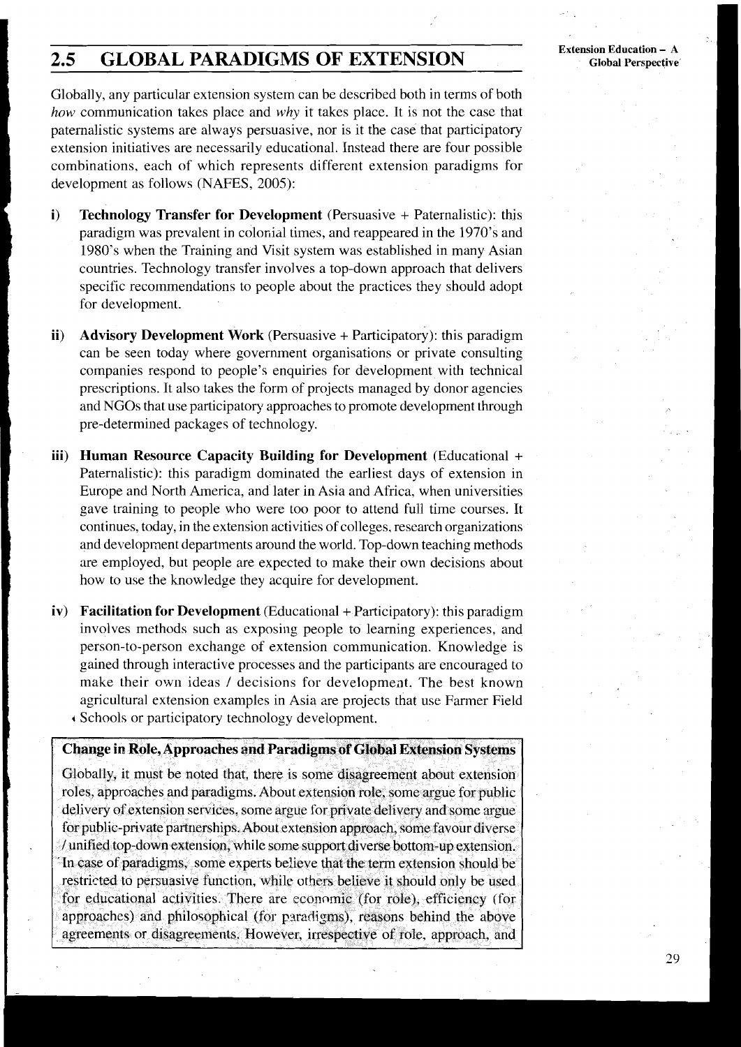## 2.5 GLOBAL PARADIGMS OF EXTENSION

Globally, any particular extension system can be described both in terms of both *how* communication takes place and *why* it takes place. It is not the case that paternalistic systems are always persuasive, nor is it the case that participatory extension initiatives are necessarily educational. Instead there are four possible combinations, each of which represents different extension paradigms for development as follows (NAFES, 2005):

i) **Technology Transfer for Development** (Persuasive + Paternalistic): this paradigm was prevalent in colonial times, and reappeared in the 1970's and 1980's when the Training and Visit system was established in many Asian countries. Technology transfer involves a top-down approach that delivers specific recommendations to people about the practices they should adopt for development.

ii) **Advisory Development Work** (Persuasive + Participatory): this paradigm can be seen today where government organisations or private consulting companies respond to people's enquiries for development with technical prescriptions. It also takes the form of projects managed by donor agencies and NGOs that use participatory approaches to promote development through pre-determined packages of technology.

iii) **Human Resource Capacity Building for Development** (Educational + Paternalistic): this paradigm dominated the earliest days of extension in Europe and North America, and later in Asia and Africa, when universities gave training to people who were too poor to attend full time courses. It continues, today, in the extension activities of colleges, research organizations and development departments around the world. Top-down teaching methods are employed, but people are expected to make their own decisions about how to use the knowledge they acquire for development.

iv) **Facilitation for Development** (Educational + Participatory): this paradigm involves methods such as exposing people to learning experiences, and person-to-person exchange of extension communication. Knowledge is gained through interactive processes and the participants are encouraged to make their own ideas / decisions for development. The best known agricultural extension examples in Asia are projects that use Farmer Field Schools or participatory technology development.

**Change in Role, Approaches and Paradigms of Global Extension Systems**

Globally, it must be noted that, there is some disagreement about extension roles, approaches and paradigms. About extension role, some argue for public delivery of extension services, some argue for private delivery and some argue for public-private partnerships. About extension approach, some favour diverse / unified top-down extension, while some support diverse bottom-up extension. In case of paradigms, some experts believe that the term extension should be restricted to persuasive function, while others believe it should only be used for educational activities. There are economic (for role), efficiency (for approaches) and philosophical (for paradigms), reasons behind the above agreements or disagreements. However, irrespective of role, approach, and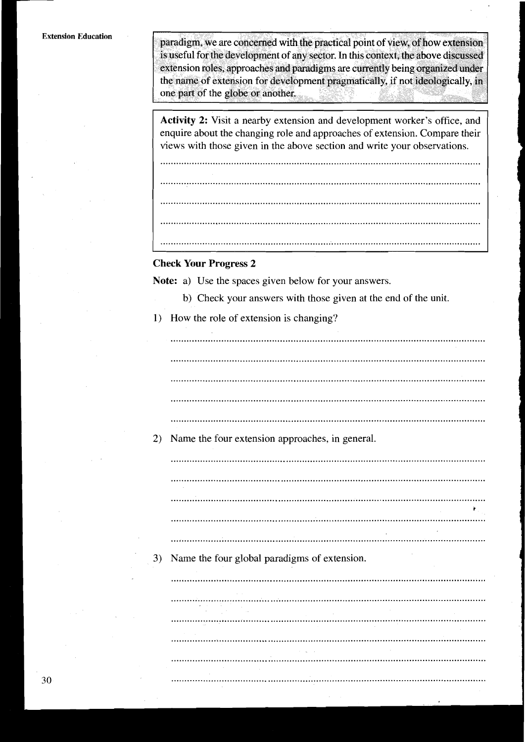paradigm, we are concerned with the practical point of view, of how extension is useful for the development of any sector. In this context, the above discussed extension roles, approaches and paradigms are currently being organized under the name of extension for development pragmatically, if not ideologically, in one part of the globe or another.

**Activity 2:** Visit a nearby extension and development worker's office, and enquire about the changing role and approaches of extension. Compare their views with those given in the above section and write your observations.

..............................................................................................................

..............................................................................................................

..............................................................................................................

..............................................................................................................

..............................................................................................................

### Check Your Progress 2

**Note:** a) Use the spaces given below for your answers.

b) Check your answers with those given at the end of the unit.

1) How the role of extension is changing?

..............................................................................................................

..............................................................................................................

..............................................................................................................

..............................................................................................................

..............................................................................................................

2) Name the four extension approaches, in general.

..............................................................................................................

..............................................................................................................

..............................................................................................................

..............................................................................................................

..............................................................................................................

3) Name the four global paradigms of extension.

..............................................................................................................

..............................................................................................................

..............................................................................................................

..............................................................................................................

..............................................................................................................

..............................................................................................................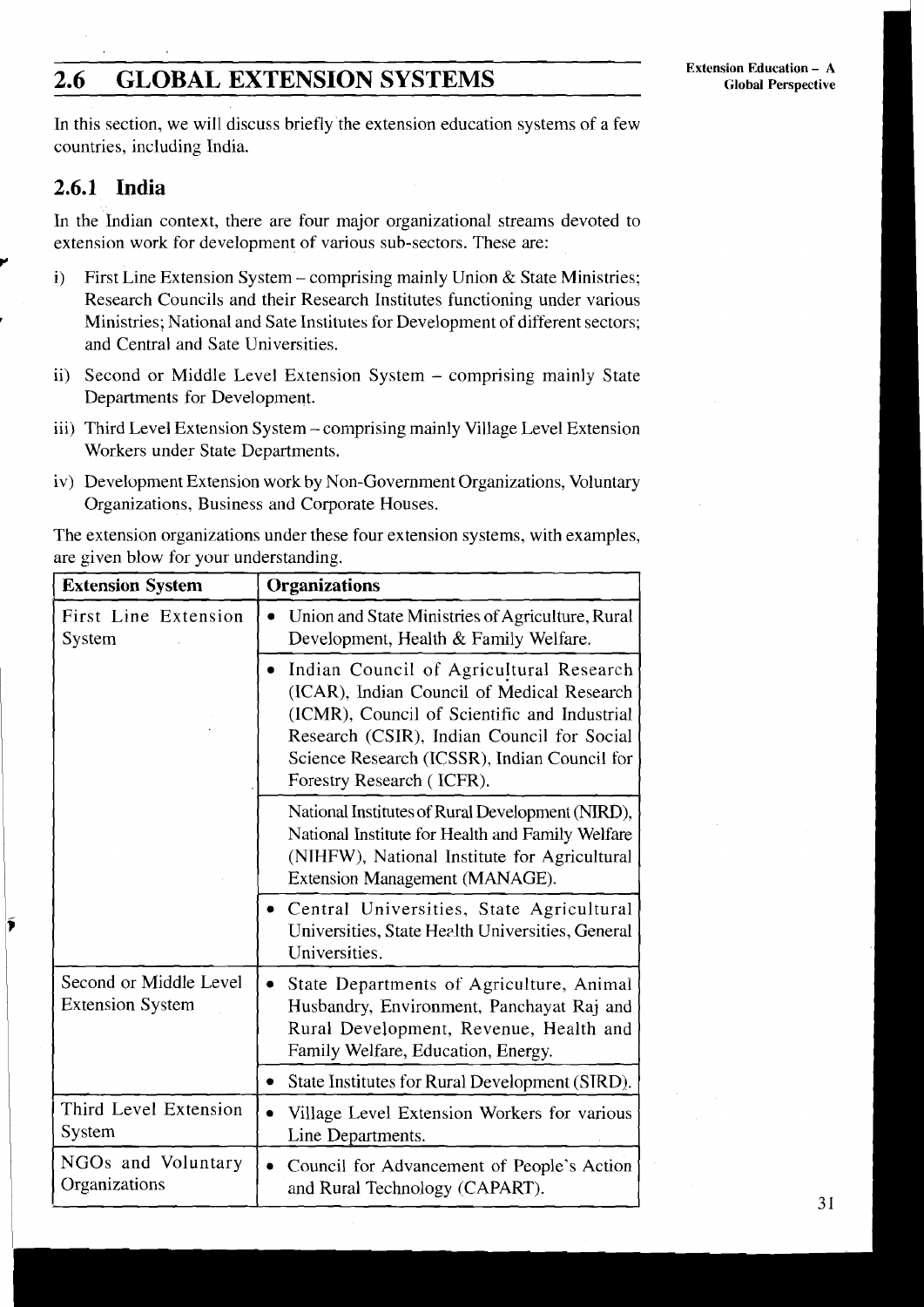## 2.6 GLOBAL EXTENSION SYSTEMS

In this section, we will discuss briefly the extension education systems of a few countries, including India.

### 2.6.1 India

In the Indian context, there are four major organizational streams devoted to extension work for development of various sub-sectors. These are:

i) First Line Extension System – comprising mainly Union & State Ministries; Research Councils and their Research Institutes functioning under various Ministries; National and Sate Institutes for Development of different sectors; and Central and Sate Universities.

ii) Second or Middle Level Extension System – comprising mainly State Departments for Development.

iii) Third Level Extension System – comprising mainly Village Level Extension Workers under State Departments.

iv) Development Extension work by Non-Government Organizations, Voluntary Organizations, Business and Corporate Houses.

The extension organizations under these four extension systems, with examples, are given blow for your understanding.

| Extension System | Organizations |
|---|---|
| First Line Extension System | • Union and State Ministries of Agriculture, Rural Development, Health & Family Welfare. |
| | • Indian Council of Agricultural Research (ICAR), Indian Council of Medical Research (ICMR), Council of Scientific and Industrial Research (CSIR), Indian Council for Social Science Research (ICSSR), Indian Council for Forestry Research ( ICFR). |
| | National Institutes of Rural Development (NIRD), National Institute for Health and Family Welfare (NIHFW), National Institute for Agricultural Extension Management (MANAGE). |
| | • Central Universities, State Agricultural Universities, State Health Universities, General Universities. |
| Second or Middle Level Extension System | • State Departments of Agriculture, Animal Husbandry, Environment, Panchayat Raj and Rural Development, Revenue, Health and Family Welfare, Education, Energy. |
| | • State Institutes for Rural Development (SIRD). |
| Third Level Extension System | • Village Level Extension Workers for various Line Departments. |
| NGOs and Voluntary Organizations | • Council for Advancement of People's Action and Rural Technology (CAPART). |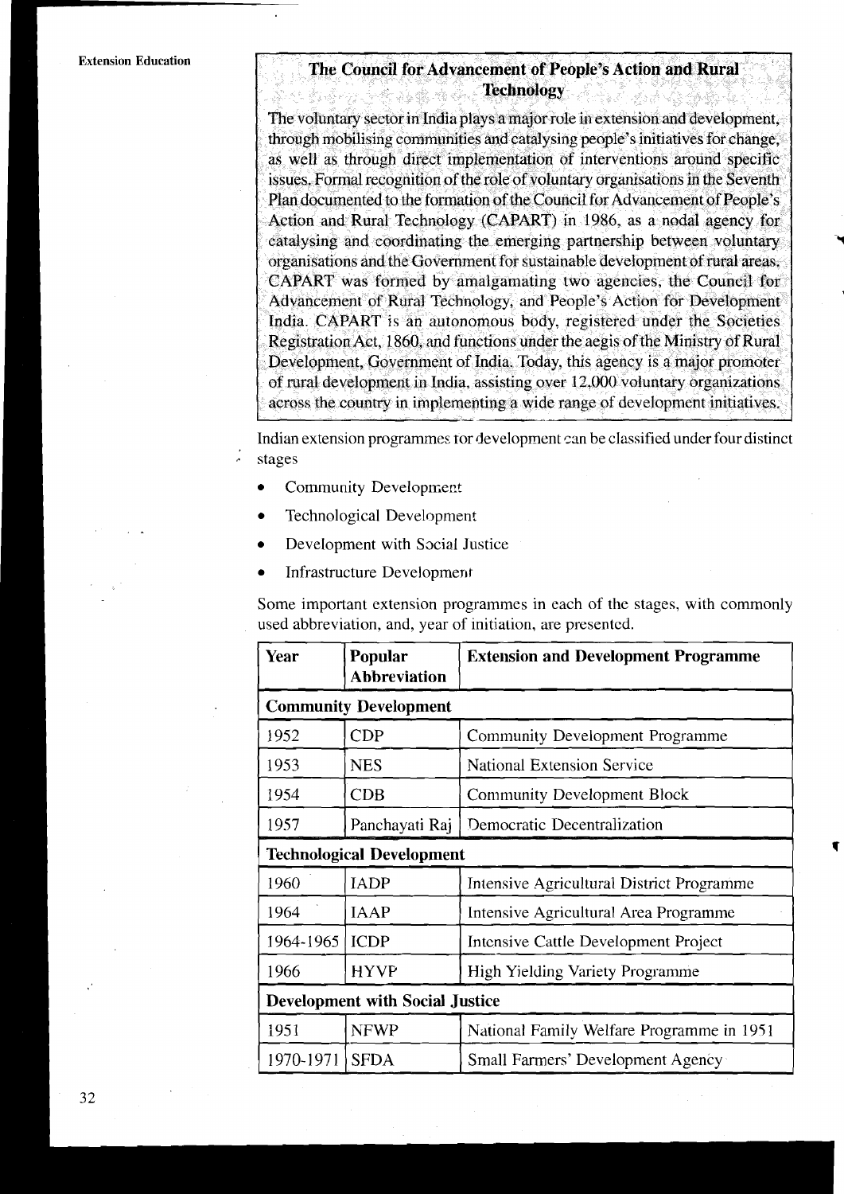### The Council for Advancement of People's Action and Rural Technology

The voluntary sector in India plays a major role in extension and development, through mobilising communities and catalysing people's initiatives for change, as well as through direct implementation of interventions around specific issues. Formal recognition of the role of voluntary organisations in the Seventh Plan documented to the formation of the Council for Advancement of People's Action and Rural Technology (CAPART) in 1986, as a nodal agency for catalysing and coordinating the emerging partnership between voluntary organisations and the Government for sustainable development of rural areas. CAPART was formed by amalgamating two agencies, the Council for Advancement of Rural Technology, and People's Action for Development India. CAPART is an autonomous body, registered under the Societies Registration Act, 1860, and functions under the aegis of the Ministry of Rural Development, Government of India. Today, this agency is a major promoter of rural development in India, assisting over 12,000 voluntary organizations across the country in implementing a wide range of development initiatives.

Indian extension programmes for development can be classified under four distinct stages

- Community Development
- Technological Development
- Development with Social Justice
- Infrastructure Development

Some important extension programmes in each of the stages, with commonly used abbreviation, and, year of initiation, are presented.

| Year | Popular Abbreviation | Extension and Development Programme |
|---|---|---|
| **Community Development** | | |
| 1952 | CDP | Community Development Programme |
| 1953 | NES | National Extension Service |
| 1954 | CDB | Community Development Block |
| 1957 | Panchayati Raj | Democratic Decentralization |
| **Technological Development** | | |
| 1960 | IADP | Intensive Agricultural District Programme |
| 1964 | IAAP | Intensive Agricultural Area Programme |
| 1964-1965 | ICDP | Intensive Cattle Development Project |
| 1966 | HYVP | High Yielding Variety Programme |
| **Development with Social Justice** | | |
| 1951 | NFWP | National Family Welfare Programme in 1951 |
| 1970-1971 | SFDA | Small Farmers' Development Agency |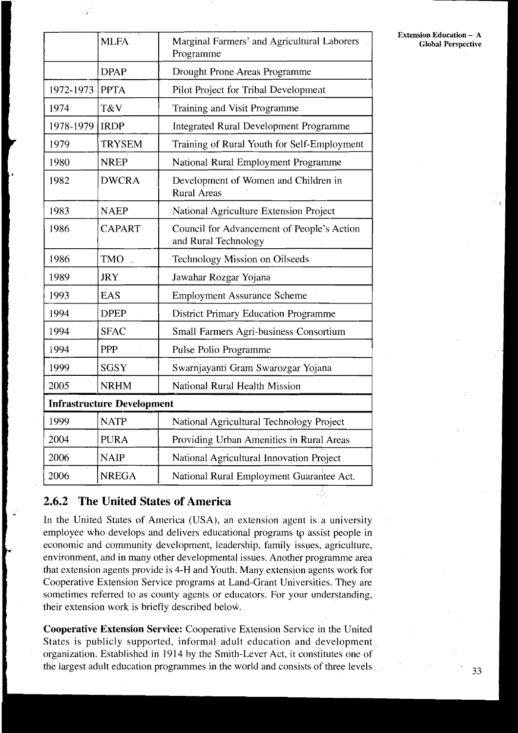|  | MLFA | Marginal Farmers' and Agricultural Laborers Programme |
|---|---|---|
|  | DPAP | Drought Prone Areas Programme |
| 1972-1973 | PPTA | Pilot Project for Tribal Development |
| 1974 | T&V | Training and Visit Programme |
| 1978-1979 | IRDP | Integrated Rural Development Programme |
| 1979 | TRYSEM | Training of Rural Youth for Self-Employment |
| 1980 | NREP | National Rural Employment Programme |
| 1982 | DWCRA | Development of Women and Children in Rural Areas |
| 1983 | NAEP | National Agriculture Extension Project |
| 1986 | CAPART | Council for Advancement of People's Action and Rural Technology |
| 1986 | TMO | Technology Mission on Oilseeds |
| 1989 | JRY | Jawahar Rozgar Yojana |
| 1993 | EAS | Employment Assurance Scheme |
| 1994 | DPEP | District Primary Education Programme |
| 1994 | SFAC | Small Farmers Agri-business Consortium |
| 1994 | PPP | Pulse Polio Programme |
| 1999 | SGSY | Swarnjayanti Gram Swarozgar Yojana |
| 2005 | NRHM | National Rural Health Mission |
| **Infrastructure Development** | | |
| 1999 | NATP | National Agricultural Technology Project |
| 2004 | PURA | Providing Urban Amenities in Rural Areas |
| 2006 | NAIP | National Agricultural Innovation Project |
| 2006 | NREGA | National Rural Employment Guarantee Act. |

## 2.6.2 The United States of America

In the United States of America (USA), an extension agent is a university employee who develops and delivers educational programs to assist people in economic and community development, leadership, family issues, agriculture, environment, and in many other developmental issues. Another programme area that extension agents provide is 4-H and Youth. Many extension agents work for Cooperative Extension Service programs at Land-Grant Universities. They are sometimes referred to as county agents or educators. For your understanding, their extension work is briefly described below.

**Cooperative Extension Service:** Cooperative Extension Service in the United States is publicly supported, informal adult education and development organization. Established in 1914 by the Smith-Lever Act, it constitutes one of the largest adult education programmes in the world and consists of three levels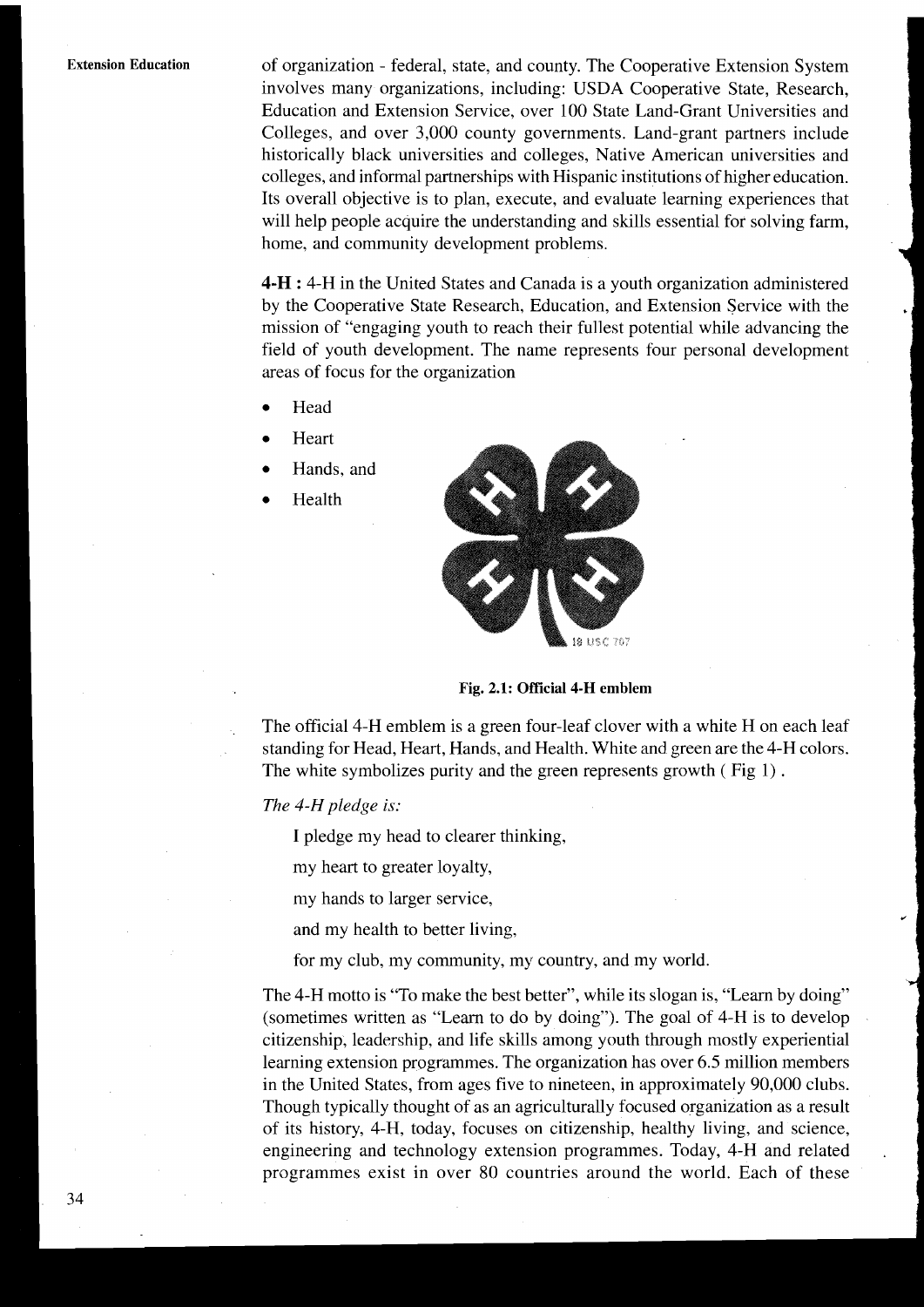of organization - federal, state, and county. The Cooperative Extension System involves many organizations, including: USDA Cooperative State, Research, Education and Extension Service, over 100 State Land-Grant Universities and Colleges, and over 3,000 county governments. Land-grant partners include historically black universities and colleges, Native American universities and colleges, and informal partnerships with Hispanic institutions of higher education. Its overall objective is to plan, execute, and evaluate learning experiences that will help people acquire the understanding and skills essential for solving farm, home, and community development problems.

**4-H :** 4-H in the United States and Canada is a youth organization administered by the Cooperative State Research, Education, and Extension Service with the mission of "engaging youth to reach their fullest potential while advancing the field of youth development. The name represents four personal development areas of focus for the organization

- Head
- Heart
- Hands, and
- Health

**Fig. 2.1: Official 4-H emblem**

The official 4-H emblem is a green four-leaf clover with a white H on each leaf standing for Head, Heart, Hands, and Health. White and green are the 4-H colors. The white symbolizes purity and the green represents growth ( Fig 1) .

*The 4-H pledge is:*

I pledge my head to clearer thinking,

my heart to greater loyalty,

my hands to larger service,

and my health to better living,

for my club, my community, my country, and my world.

The 4-H motto is "To make the best better", while its slogan is, "Learn by doing" (sometimes written as "Learn to do by doing"). The goal of 4-H is to develop citizenship, leadership, and life skills among youth through mostly experiential learning extension programmes. The organization has over 6.5 million members in the United States, from ages five to nineteen, in approximately 90,000 clubs. Though typically thought of as an agriculturally focused organization as a result of its history, 4-H, today, focuses on citizenship, healthy living, and science, engineering and technology extension programmes. Today, 4-H and related programmes exist in over 80 countries around the world. Each of these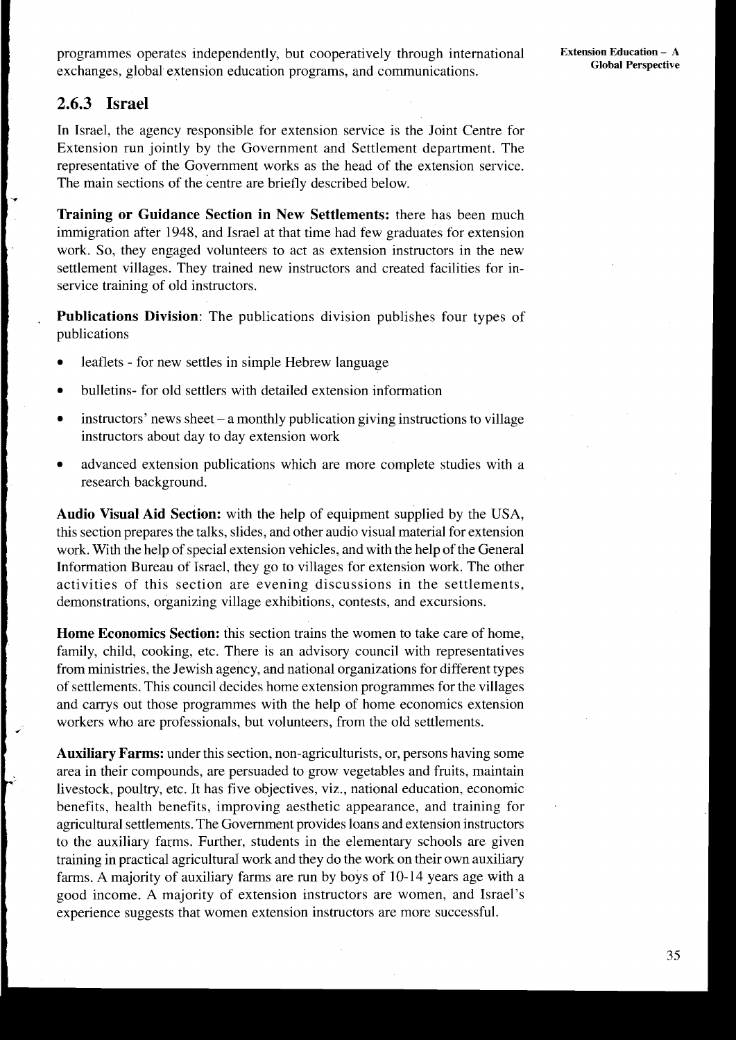programmes operates independently, but cooperatively through international exchanges, global extension education programs, and communications.

### 2.6.3 Israel

In Israel, the agency responsible for extension service is the Joint Centre for Extension run jointly by the Government and Settlement department. The representative of the Government works as the head of the extension service. The main sections of the centre are briefly described below.

**Training or Guidance Section in New Settlements:** there has been much immigration after 1948, and Israel at that time had few graduates for extension work. So, they engaged volunteers to act as extension instructors in the new settlement villages. They trained new instructors and created facilities for in-service training of old instructors.

**Publications Division**: The publications division publishes four types of publications

- leaflets - for new settles in simple Hebrew language
- bulletins- for old settlers with detailed extension information
- instructors' news sheet – a monthly publication giving instructions to village instructors about day to day extension work
- advanced extension publications which are more complete studies with a research background.

**Audio Visual Aid Section:** with the help of equipment supplied by the USA, this section prepares the talks, slides, and other audio visual material for extension work. With the help of special extension vehicles, and with the help of the General Information Bureau of Israel, they go to villages for extension work. The other activities of this section are evening discussions in the settlements, demonstrations, organizing village exhibitions, contests, and excursions.

**Home Economics Section:** this section trains the women to take care of home, family, child, cooking, etc. There is an advisory council with representatives from ministries, the Jewish agency, and national organizations for different types of settlements. This council decides home extension programmes for the villages and carrys out those programmes with the help of home economics extension workers who are professionals, but volunteers, from the old settlements.

**Auxiliary Farms:** under this section, non-agriculturists, or, persons having some area in their compounds, are persuaded to grow vegetables and fruits, maintain livestock, poultry, etc. It has five objectives, viz., national education, economic benefits, health benefits, improving aesthetic appearance, and training for agricultural settlements. The Government provides loans and extension instructors to the auxiliary farms. Further, students in the elementary schools are given training in practical agricultural work and they do the work on their own auxiliary farms. A majority of auxiliary farms are run by boys of 10-14 years age with a good income. A majority of extension instructors are women, and Israel's experience suggests that women extension instructors are more successful.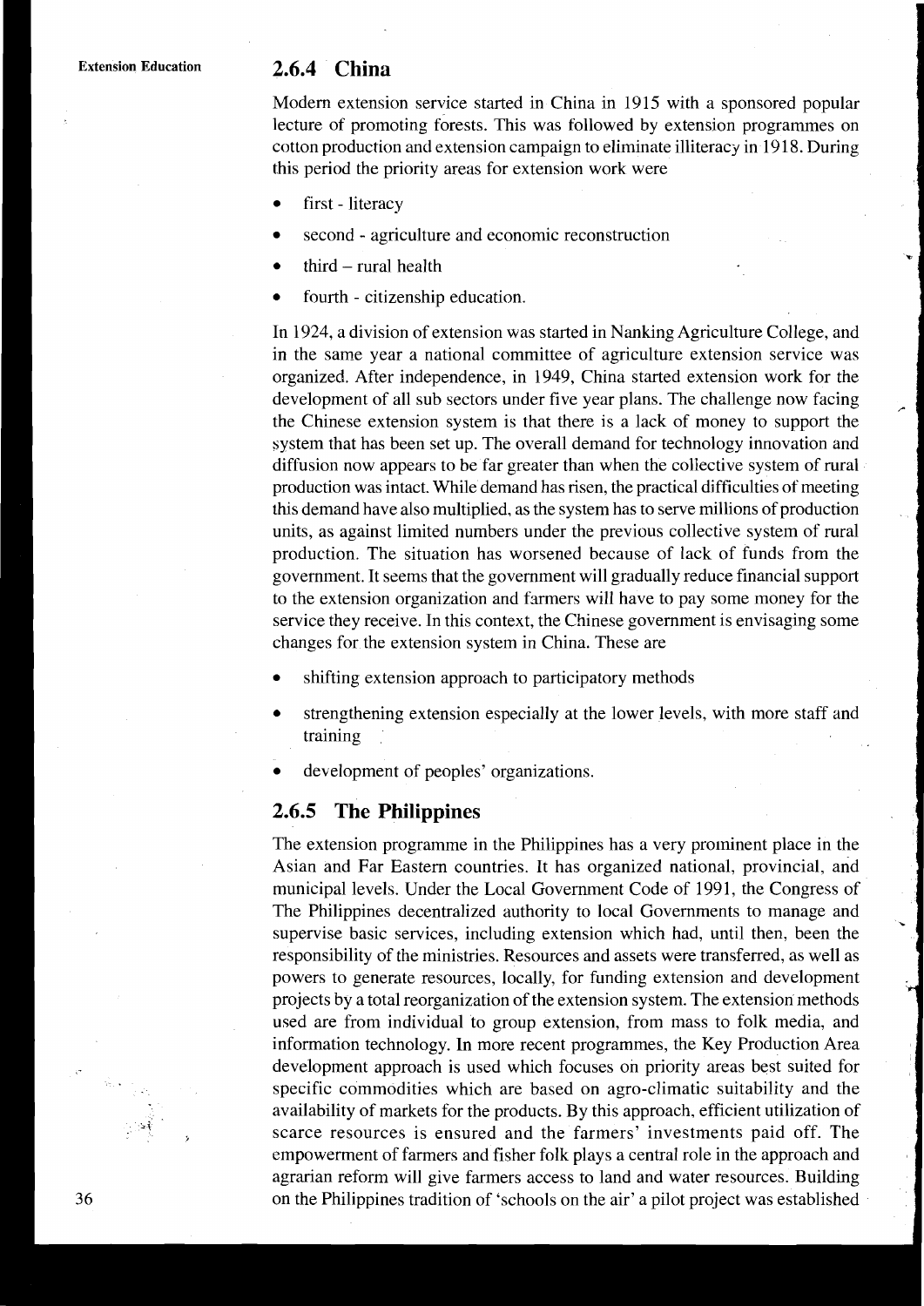### 2.6.4 China

Modern extension service started in China in 1915 with a sponsored popular lecture of promoting forests. This was followed by extension programmes on cotton production and extension campaign to eliminate illiteracy in 1918. During this period the priority areas for extension work were

- first - literacy
- second - agriculture and economic reconstruction
- third – rural health
- fourth - citizenship education.

In 1924, a division of extension was started in Nanking Agriculture College, and in the same year a national committee of agriculture extension service was organized. After independence, in 1949, China started extension work for the development of all sub sectors under five year plans. The challenge now facing the Chinese extension system is that there is a lack of money to support the system that has been set up. The overall demand for technology innovation and diffusion now appears to be far greater than when the collective system of rural production was intact. While demand has risen, the practical difficulties of meeting this demand have also multiplied, as the system has to serve millions of production units, as against limited numbers under the previous collective system of rural production. The situation has worsened because of lack of funds from the government. It seems that the government will gradually reduce financial support to the extension organization and farmers will have to pay some money for the service they receive. In this context, the Chinese government is envisaging some changes for the extension system in China. These are

- shifting extension approach to participatory methods
- strengthening extension especially at the lower levels, with more staff and training
- development of peoples' organizations.

### 2.6.5 The Philippines

The extension programme in the Philippines has a very prominent place in the Asian and Far Eastern countries. It has organized national, provincial, and municipal levels. Under the Local Government Code of 1991, the Congress of The Philippines decentralized authority to local Governments to manage and supervise basic services, including extension which had, until then, been the responsibility of the ministries. Resources and assets were transferred, as well as powers to generate resources, locally, for funding extension and development projects by a total reorganization of the extension system. The extension methods used are from individual to group extension, from mass to folk media, and information technology. In more recent programmes, the Key Production Area development approach is used which focuses on priority areas best suited for specific commodities which are based on agro-climatic suitability and the availability of markets for the products. By this approach, efficient utilization of scarce resources is ensured and the farmers' investments paid off. The empowerment of farmers and fisher folk plays a central role in the approach and agrarian reform will give farmers access to land and water resources. Building on the Philippines tradition of 'schools on the air' a pilot project was established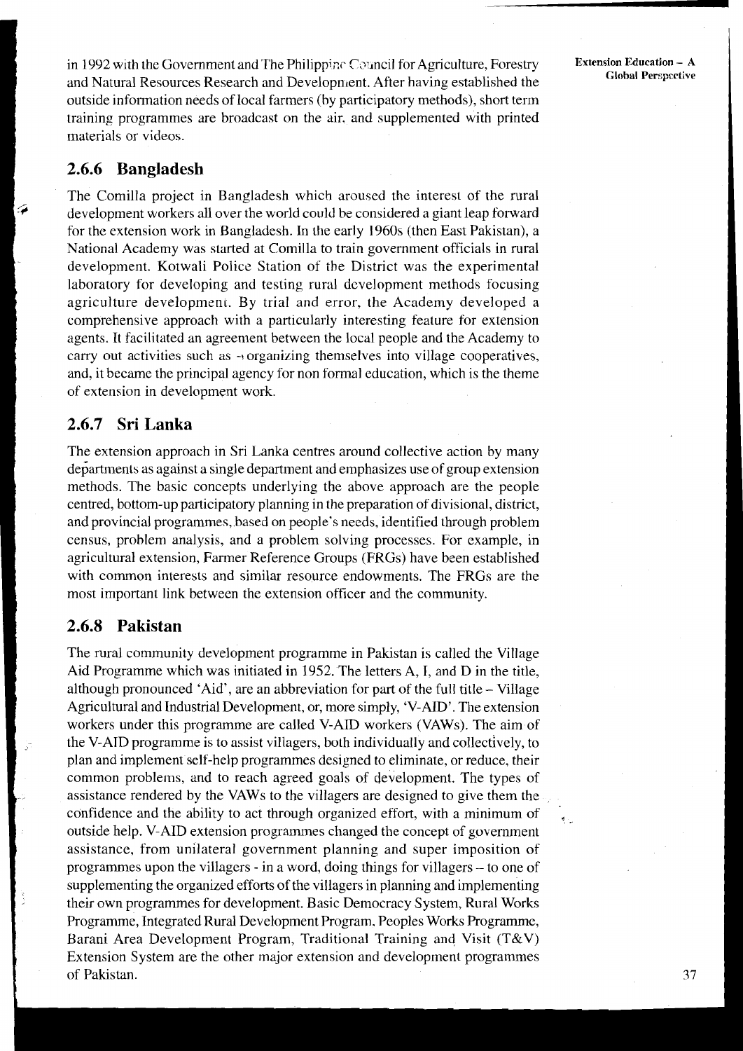in 1992 with the Government and The Philippine Council for Agriculture, Forestry and Natural Resources Research and Development. After having established the outside information needs of local farmers (by participatory methods), short term training programmes are broadcast on the air, and supplemented with printed materials or videos.

### 2.6.6 Bangladesh

The Comilla project in Bangladesh which aroused the interest of the rural development workers all over the world could be considered a giant leap forward for the extension work in Bangladesh. In the early 1960s (then East Pakistan), a National Academy was started at Comilla to train government officials in rural development. Kotwali Police Station of the District was the experimental laboratory for developing and testing rural development methods focusing agriculture development. By trial and error, the Academy developed a comprehensive approach with a particularly interesting feature for extension agents. It facilitated an agreement between the local people and the Academy to carry out activities such as - organizing themselves into village cooperatives, and, it became the principal agency for non formal education, which is the theme of extension in development work.

### 2.6.7 Sri Lanka

The extension approach in Sri Lanka centres around collective action by many departments as against a single department and emphasizes use of group extension methods. The basic concepts underlying the above approach are the people centred, bottom-up participatory planning in the preparation of divisional, district, and provincial programmes, based on people's needs, identified through problem census, problem analysis, and a problem solving processes. For example, in agricultural extension, Farmer Reference Groups (FRGs) have been established with common interests and similar resource endowments. The FRGs are the most important link between the extension officer and the community.

### 2.6.8 Pakistan

The rural community development programme in Pakistan is called the Village Aid Programme which was initiated in 1952. The letters A, I, and D in the title, although pronounced 'Aid', are an abbreviation for part of the full title – Village Agricultural and Industrial Development, or, more simply, 'V-AID'. The extension workers under this programme are called V-AID workers (VAWs). The aim of the V-AID programme is to assist villagers, both individually and collectively, to plan and implement self-help programmes designed to eliminate, or reduce, their common problems, and to reach agreed goals of development. The types of assistance rendered by the VAWs to the villagers are designed to give them the confidence and the ability to act through organized effort, with a minimum of outside help. V-AID extension programmes changed the concept of government assistance, from unilateral government planning and super imposition of programmes upon the villagers - in a word, doing things for villagers – to one of supplementing the organized efforts of the villagers in planning and implementing their own programmes for development. Basic Democracy System, Rural Works Programme, Integrated Rural Development Program, Peoples Works Programme, Barani Area Development Program, Traditional Training and Visit (T&V) Extension System are the other major extension and development programmes of Pakistan.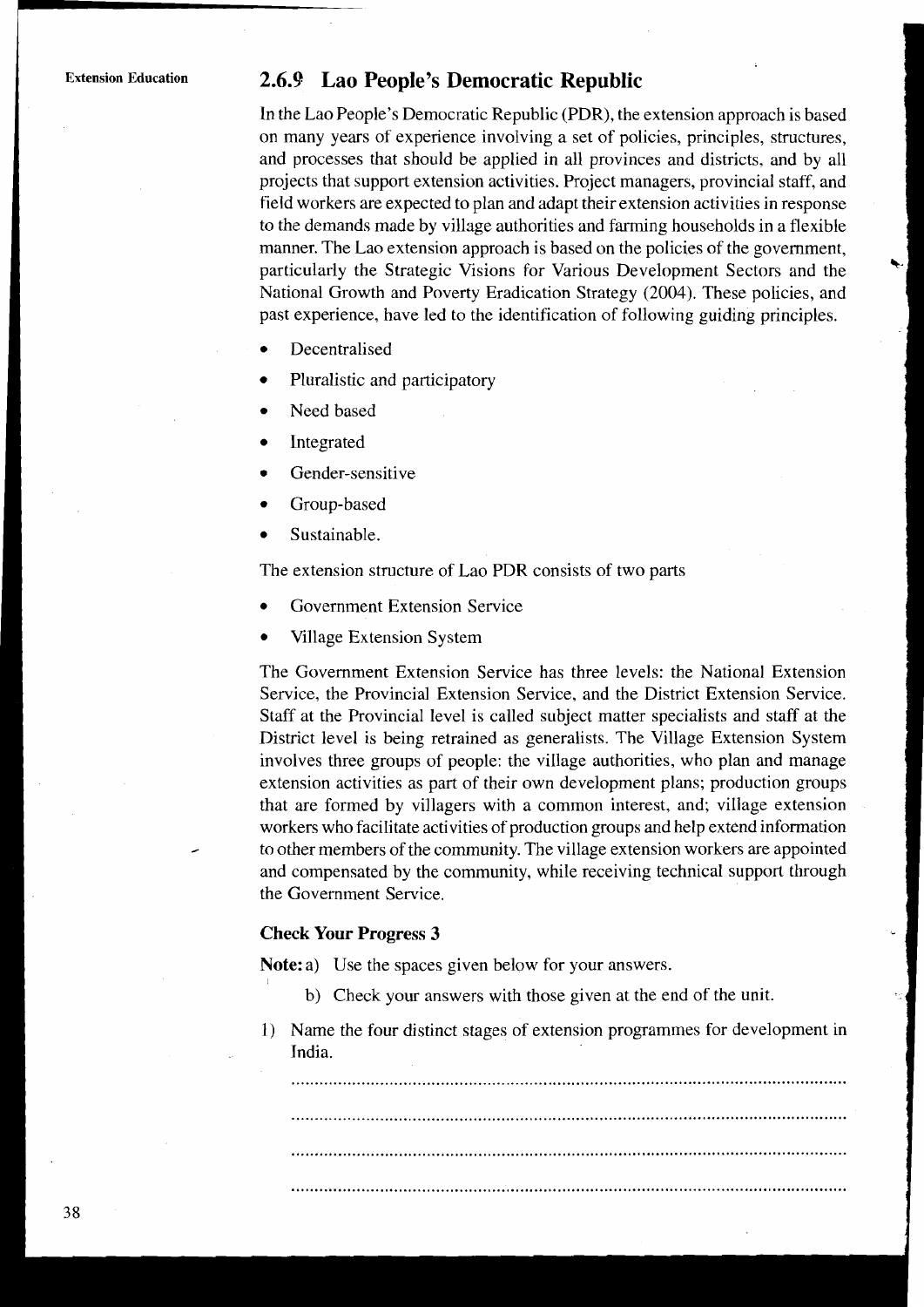## 2.6.9 Lao People's Democratic Republic

In the Lao People's Democratic Republic (PDR), the extension approach is based on many years of experience involving a set of policies, principles, structures, and processes that should be applied in all provinces and districts, and by all projects that support extension activities. Project managers, provincial staff, and field workers are expected to plan and adapt their extension activities in response to the demands made by village authorities and farming households in a flexible manner. The Lao extension approach is based on the policies of the government, particularly the Strategic Visions for Various Development Sectors and the National Growth and Poverty Eradication Strategy (2004). These policies, and past experience, have led to the identification of following guiding principles.

- Decentralised
- Pluralistic and participatory
- Need based
- Integrated
- Gender-sensitive
- Group-based
- Sustainable.

The extension structure of Lao PDR consists of two parts

- Government Extension Service
- Village Extension System

The Government Extension Service has three levels: the National Extension Service, the Provincial Extension Service, and the District Extension Service. Staff at the Provincial level is called subject matter specialists and staff at the District level is being retrained as generalists. The Village Extension System involves three groups of people: the village authorities, who plan and manage extension activities as part of their own development plans; production groups that are formed by villagers with a common interest, and; village extension workers who facilitate activities of production groups and help extend information to other members of the community. The village extension workers are appointed and compensated by the community, while receiving technical support through the Government Service.

### Check Your Progress 3

**Note:** a) Use the spaces given below for your answers.

b) Check your answers with those given at the end of the unit.

1) Name the four distinct stages of extension programmes for development in India.

.....................................................................................................................

.....................................................................................................................

.....................................................................................................................

.....................................................................................................................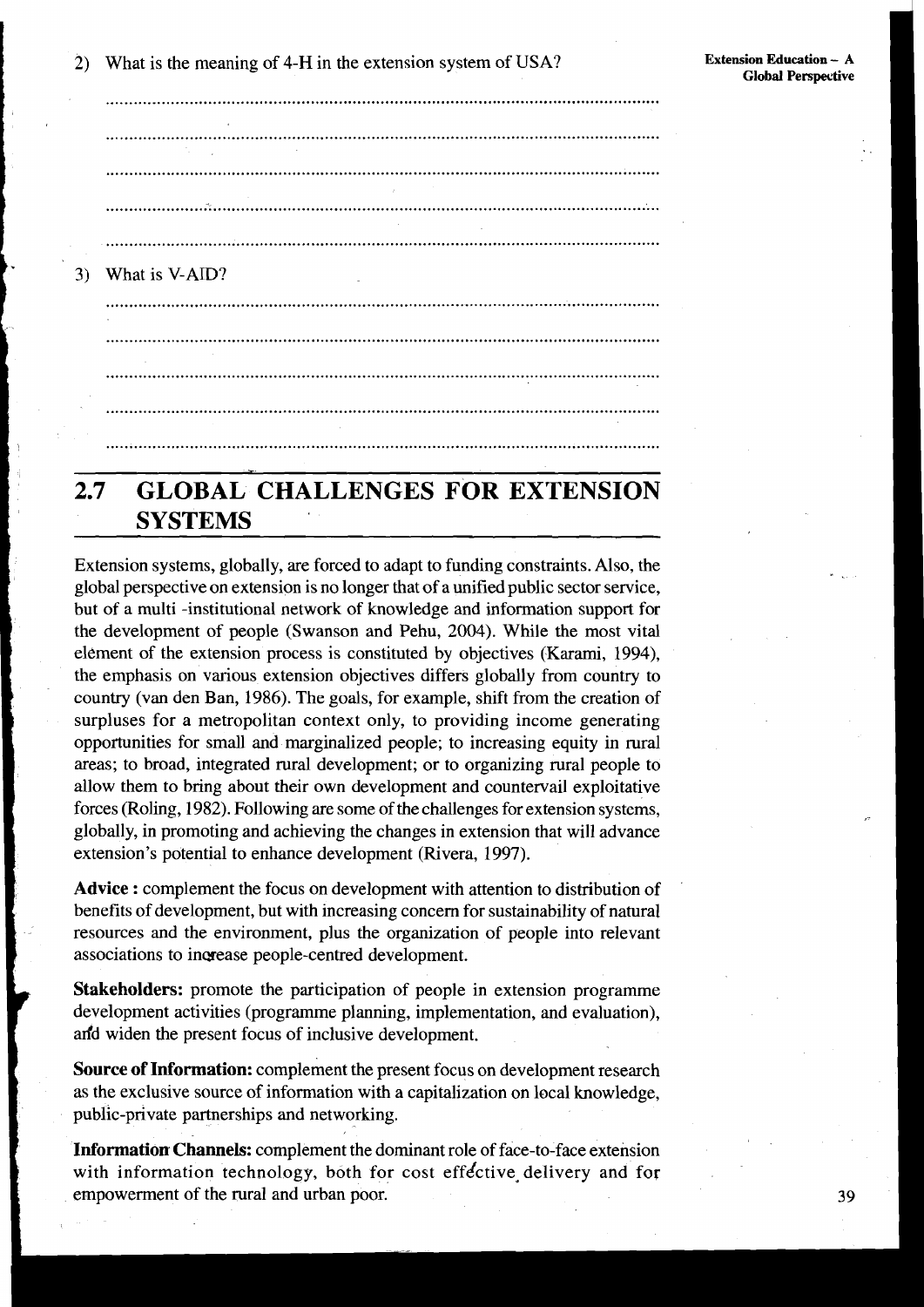2) What is the meaning of 4-H in the extension system of USA?

........................................................................................................................

........................................................................................................................

........................................................................................................................

........................................................................................................................

........................................................................................................................

3) What is V-AID?

........................................................................................................................

........................................................................................................................

........................................................................................................................

........................................................................................................................

........................................................................................................................

## 2.7 GLOBAL CHALLENGES FOR EXTENSION SYSTEMS

Extension systems, globally, are forced to adapt to funding constraints. Also, the global perspective on extension is no longer that of a unified public sector service, but of a multi -institutional network of knowledge and information support for the development of people (Swanson and Pehu, 2004). While the most vital element of the extension process is constituted by objectives (Karami, 1994), the emphasis on various extension objectives differs globally from country to country (van den Ban, 1986). The goals, for example, shift from the creation of surpluses for a metropolitan context only, to providing income generating opportunities for small and marginalized people; to increasing equity in rural areas; to broad, integrated rural development; or to organizing rural people to allow them to bring about their own development and countervail exploitative forces (Roling, 1982). Following are some of the challenges for extension systems, globally, in promoting and achieving the changes in extension that will advance extension's potential to enhance development (Rivera, 1997).

**Advice :** complement the focus on development with attention to distribution of benefits of development, but with increasing concern for sustainability of natural resources and the environment, plus the organization of people into relevant associations to increase people-centred development.

**Stakeholders:** promote the participation of people in extension programme development activities (programme planning, implementation, and evaluation), and widen the present focus of inclusive development.

**Source of Information:** complement the present focus on development research as the exclusive source of information with a capitalization on local knowledge, public-private partnerships and networking.

**Information Channels:** complement the dominant role of face-to-face extension with information technology, both for cost effective delivery and for empowerment of the rural and urban poor.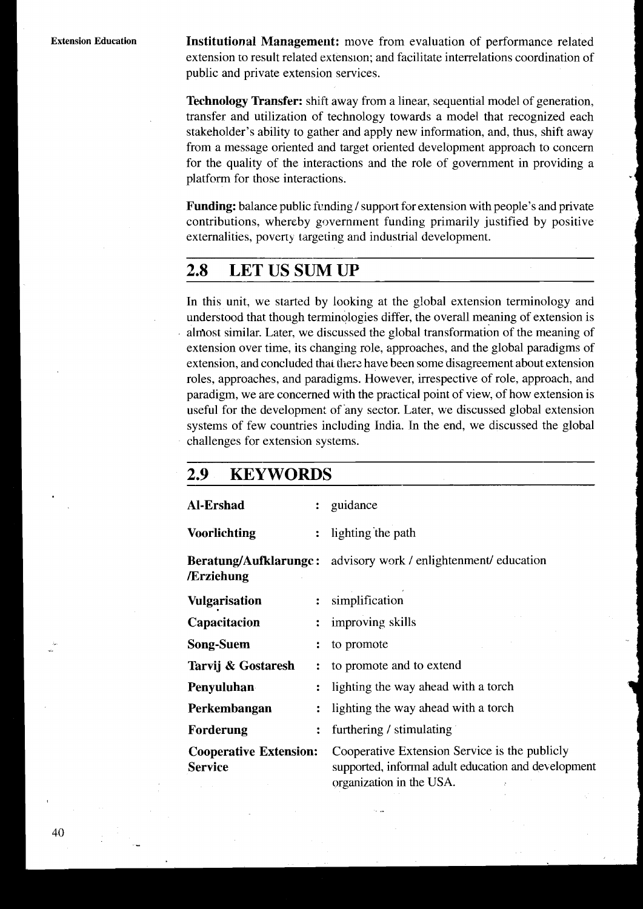**Institutional Management:** move from evaluation of performance related extension to result related extension; and facilitate interrelations coordination of public and private extension services.

**Technology Transfer:** shift away from a linear, sequential model of generation, transfer and utilization of technology towards a model that recognized each stakeholder's ability to gather and apply new information, and, thus, shift away from a message oriented and target oriented development approach to concern for the quality of the interactions and the role of government in providing a platform for those interactions.

**Funding:** balance public funding / support for extension with people's and private contributions, whereby government funding primarily justified by positive externalities, poverty targeting and industrial development.

## 2.8 LET US SUM UP

In this unit, we started by looking at the global extension terminology and understood that though terminologies differ, the overall meaning of extension is almost similar. Later, we discussed the global transformation of the meaning of extension over time, its changing role, approaches, and the global paradigms of extension, and concluded that there have been some disagreement about extension roles, approaches, and paradigms. However, irrespective of role, approach, and paradigm, we are concerned with the practical point of view, of how extension is useful for the development of any sector. Later, we discussed global extension systems of few countries including India. In the end, we discussed the global challenges for extension systems.

## 2.9 KEYWORDS

| | |
|---|---|
| **Al-Ershad** : | guidance |
| **Voorlichting** : | lighting the path |
| **Beratung/Aufklarungc/Erziehung** : | advisory work / enlightenment/ education |
| **Vulgarisation** : | simplification |
| **Capacitacion** : | improving skills |
| **Song-Suem** : | to promote |
| **Tarvij & Gostaresh** : | to promote and to extend |
| **Penyuluhan** : | lighting the way ahead with a torch |
| **Perkembangan** : | lighting the way ahead with a torch |
| **Forderung** : | furthering / stimulating |
| **Cooperative Extension Service** : | Cooperative Extension Service is the publicly supported, informal adult education and development organization in the USA. |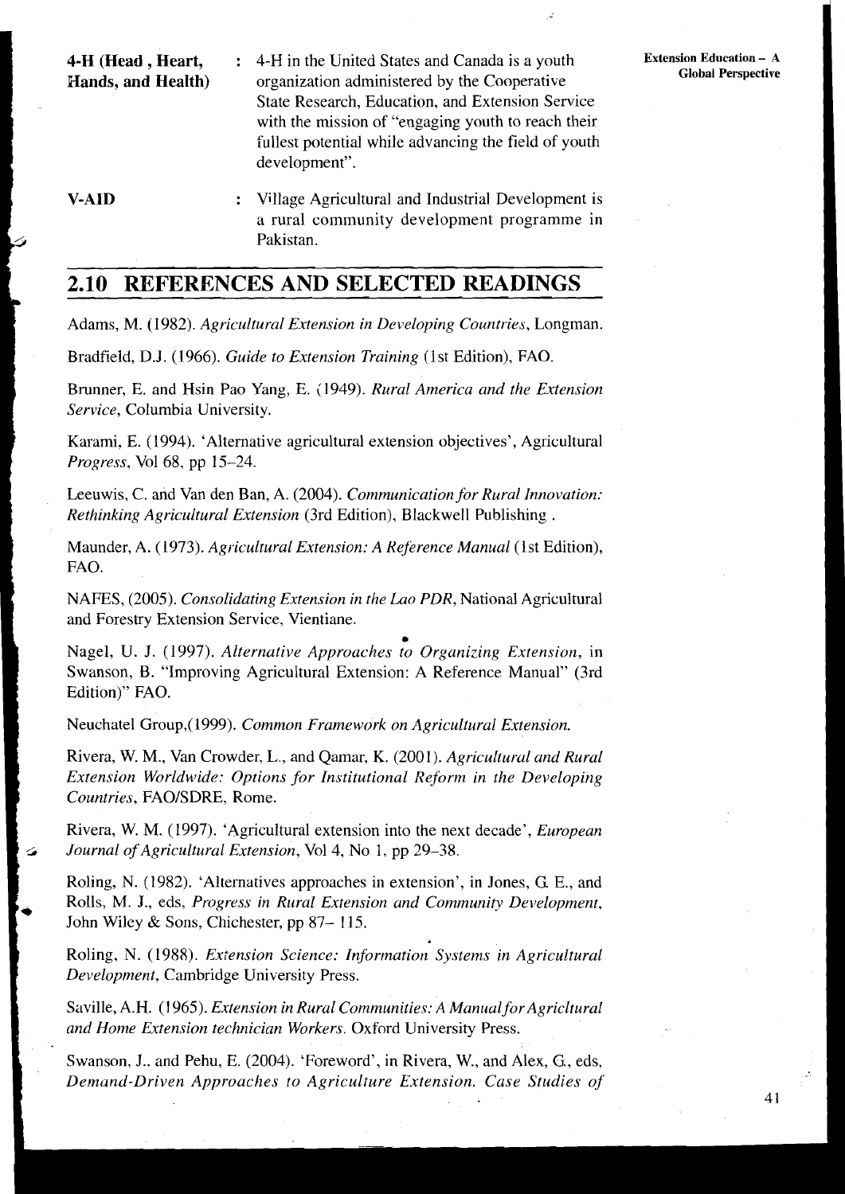**4-H (Head , Heart, Hands, and Health)** : 4-H in the United States and Canada is a youth organization administered by the Cooperative State Research, Education, and Extension Service with the mission of "engaging youth to reach their fullest potential while advancing the field of youth development".

**V-AID** : Village Agricultural and Industrial Development is a rural community development programme in Pakistan.

## 2.10 REFERENCES AND SELECTED READINGS

Adams, M. (1982). *Agricultural Extension in Developing Countries*, Longman.

Bradfield, D.J. (1966). *Guide to Extension Training* (1st Edition), FAO.

Brunner, E. and Hsin Pao Yang, E. (1949). *Rural America and the Extension Service*, Columbia University.

Karami, E. (1994). 'Alternative agricultural extension objectives', Agricultural *Progress*, Vol 68, pp 15–24.

Leeuwis, C. and Van den Ban, A. (2004). *Communication for Rural Innovation: Rethinking Agricultural Extension* (3rd Edition), Blackwell Publishing .

Maunder, A. (1973). *Agricultural Extension: A Reference Manual* (1st Edition), FAO.

NAFES, (2005). *Consolidating Extension in the Lao PDR*, National Agricultural and Forestry Extension Service, Vientiane.

Nagel, U. J. (1997). *Alternative Approaches to Organizing Extension*, in Swanson, B. "Improving Agricultural Extension: A Reference Manual" (3rd Edition)" FAO.

Neuchatel Group,(1999). *Common Framework on Agricultural Extension.*

Rivera, W. M., Van Crowder, L., and Qamar, K. (2001). *Agricultural and Rural Extension Worldwide: Options for Institutional Reform in the Developing Countries*, FAO/SDRE, Rome.

Rivera, W. M. (1997). 'Agricultural extension into the next decade', *European Journal of Agricultural Extension*, Vol 4, No 1, pp 29–38.

Roling, N. (1982). 'Alternatives approaches in extension', in Jones, G. E., and Rolls, M. J., eds, *Progress in Rural Extension and Community Development*, John Wiley & Sons, Chichester, pp 87– 115.

Roling, N. (1988). *Extension Science: Information Systems in Agricultural Development*, Cambridge University Press.

Saville, A.H. (1965). *Extension in Rural Communities: A Manual for Agricltural and Home Extension technician Workers.* Oxford University Press.

Swanson, J., and Pehu, E. (2004). 'Foreword', in Rivera, W., and Alex, G., eds, *Demand-Driven Approaches to Agriculture Extension. Case Studies of*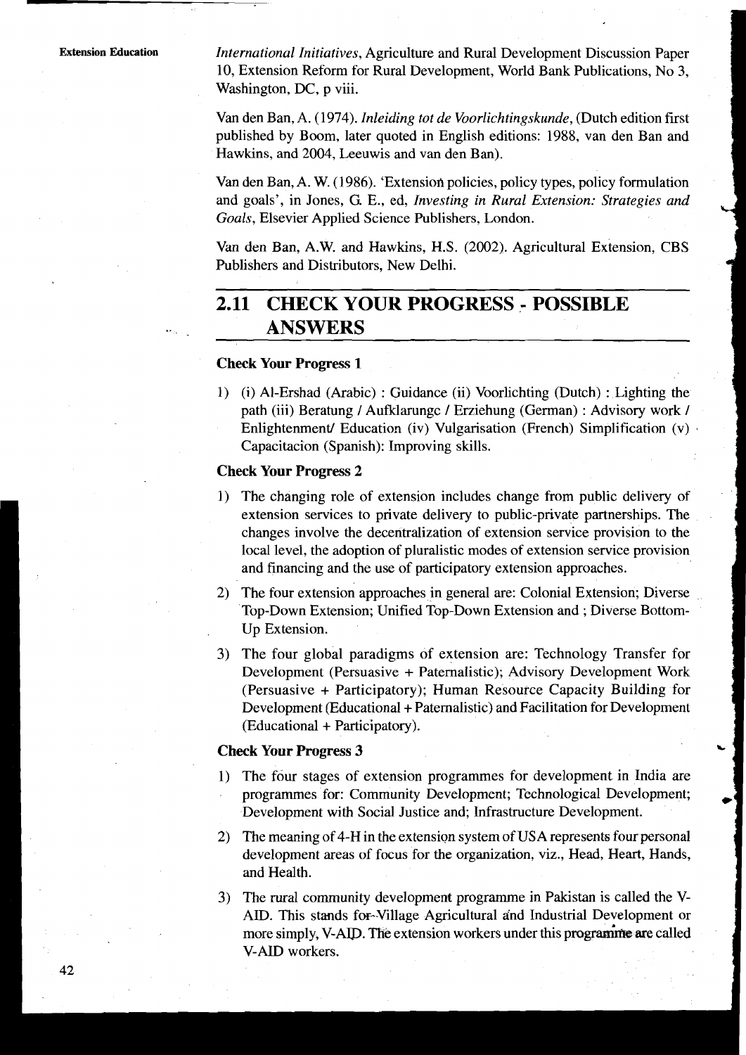*International Initiatives*, Agriculture and Rural Development Discussion Paper 10, Extension Reform for Rural Development, World Bank Publications, No 3, Washington, DC, p viii.

Van den Ban, A. (1974). *Inleiding tot de Voorlichtingskunde*, (Dutch edition first published by Boom, later quoted in English editions: 1988, van den Ban and Hawkins, and 2004, Leeuwis and van den Ban).

Van den Ban, A. W. (1986). 'Extension policies, policy types, policy formulation and goals', in Jones, G. E., ed, *Investing in Rural Extension: Strategies and Goals*, Elsevier Applied Science Publishers, London.

Van den Ban, A.W. and Hawkins, H.S. (2002). Agricultural Extension, CBS Publishers and Distributors, New Delhi.

## 2.11 CHECK YOUR PROGRESS - POSSIBLE ANSWERS

### Check Your Progress 1

1) (i) Al-Ershad (Arabic) : Guidance (ii) Voorlichting (Dutch) : Lighting the path (iii) Beratung / Aufklarungc / Erziehung (German) : Advisory work / Enlightenment/ Education (iv) Vulgarisation (French) Simplification (v) Capacitacion (Spanish): Improving skills.

### Check Your Progress 2

1) The changing role of extension includes change from public delivery of extension services to private delivery to public-private partnerships. The changes involve the decentralization of extension service provision to the local level, the adoption of pluralistic modes of extension service provision and financing and the use of participatory extension approaches.
2) The four extension approaches in general are: Colonial Extension; Diverse Top-Down Extension; Unified Top-Down Extension and ; Diverse Bottom-Up Extension.
3) The four global paradigms of extension are: Technology Transfer for Development (Persuasive + Paternalistic); Advisory Development Work (Persuasive + Participatory); Human Resource Capacity Building for Development (Educational + Paternalistic) and Facilitation for Development (Educational + Participatory).

### Check Your Progress 3

1) The four stages of extension programmes for development in India are programmes for: Community Development; Technological Development; Development with Social Justice and; Infrastructure Development.
2) The meaning of 4-H in the extension system of USA represents four personal development areas of focus for the organization, viz., Head, Heart, Hands, and Health.
3) The rural community development programme in Pakistan is called the V-AID. This stands for Village Agricultural and Industrial Development or more simply, V-AID. The extension workers under this programme are called V-AID workers.